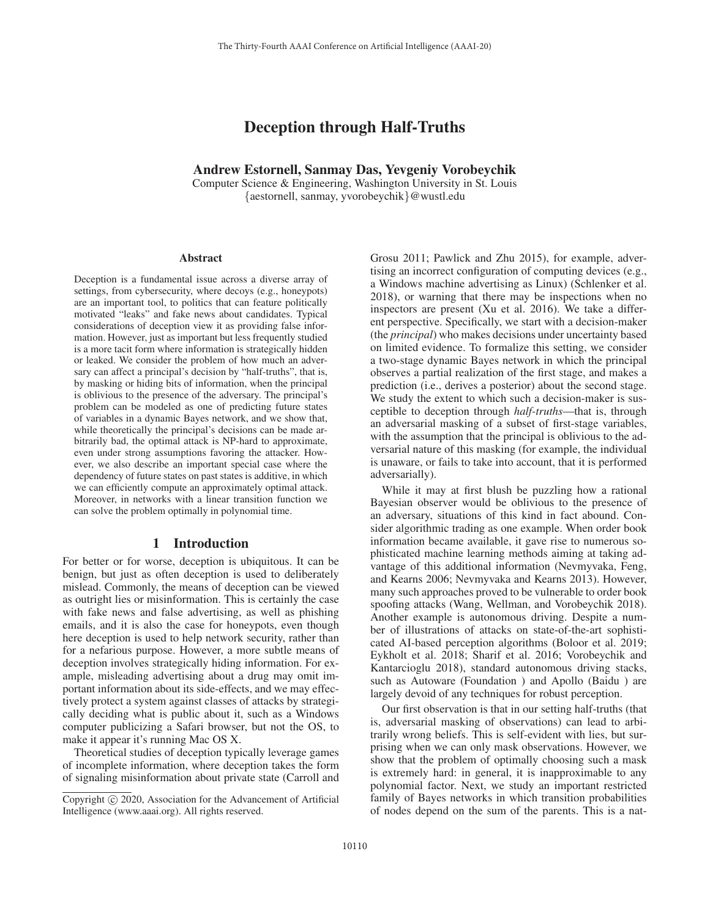# Deception through Half-Truths

**Andrew Estornell, Sanmay Das, Yevgeniy Vorobeychik**
Computer Science & Engineering, Washington University in St. Louis
{aestornell, sanmay, yvorobeychik}@wustl.edu

## Abstract

Deception is a fundamental issue across a diverse array of settings, from cybersecurity, where decoys (e.g., honeypots) are an important tool, to politics that can feature politically motivated "leaks" and fake news about candidates. Typical considerations of deception view it as providing false information. However, just as important but less frequently studied is a more tacit form where information is strategically hidden or leaked. We consider the problem of how much an adversary can affect a principal's decision by "half-truths", that is, by masking or hiding bits of information, when the principal is oblivious to the presence of the adversary. The principal's problem can be modeled as one of predicting future states of variables in a dynamic Bayes network, and we show that, while theoretically the principal's decisions can be made arbitrarily bad, the optimal attack is NP-hard to approximate, even under strong assumptions favoring the attacker. However, we also describe an important special case where the dependency of future states on past states is additive, in which we can efficiently compute an approximately optimal attack. Moreover, in networks with a linear transition function we can solve the problem optimally in polynomial time.

## 1 Introduction

For better or for worse, deception is ubiquitous. It can be benign, but just as often deception is used to deliberately mislead. Commonly, the means of deception can be viewed as outright lies or misinformation. This is certainly the case with fake news and false advertising, as well as phishing emails, and it is also the case for honeypots, even though here deception is used to help network security, rather than for a nefarious purpose. However, a more subtle means of deception involves strategically hiding information. For example, misleading advertising about a drug may omit important information about its side-effects, and we may effectively protect a system against classes of attacks by strategically deciding what is public about it, such as a Windows computer publicizing a Safari browser, but not the OS, to make it appear it's running Mac OS X.

Theoretical studies of deception typically leverage games of incomplete information, where deception takes the form of signaling misinformation about private state (Carroll and Grosu 2011; Pawlick and Zhu 2015), for example, advertising an incorrect configuration of computing devices (e.g., a Windows machine advertising as Linux) (Schlenker et al. 2018), or warning that there may be inspections when no inspectors are present (Xu et al. 2016). We take a different perspective. Specifically, we start with a decision-maker (the *principal*) who makes decisions under uncertainty based on limited evidence. To formalize this setting, we consider a two-stage dynamic Bayes network in which the principal observes a partial realization of the first stage, and makes a prediction (i.e., derives a posterior) about the second stage. We study the extent to which such a decision-maker is susceptible to deception through *half-truths*—that is, through an adversarial masking of a subset of first-stage variables, with the assumption that the principal is oblivious to the adversarial nature of this masking (for example, the individual is unaware, or fails to take into account, that it is performed adversarially).

While it may at first blush be puzzling how a rational Bayesian observer would be oblivious to the presence of an adversary, situations of this kind in fact abound. Consider algorithmic trading as one example. When order book information became available, it gave rise to numerous sophisticated machine learning methods aiming at taking advantage of this additional information (Nevmyvaka, Feng, and Kearns 2006; Nevmyvaka and Kearns 2013). However, many such approaches proved to be vulnerable to order book spoofing attacks (Wang, Wellman, and Vorobeychik 2018). Another example is autonomous driving. Despite a number of illustrations of attacks on state-of-the-art sophisticated AI-based perception algorithms (Boloor et al. 2019; Eykholt et al. 2018; Sharif et al. 2016; Vorobeychik and Kantarcioglu 2018), standard autonomous driving stacks, such as Autoware (Foundation ) and Apollo (Baidu ) are largely devoid of any techniques for robust perception.

Our first observation is that in our setting half-truths (that is, adversarial masking of observations) can lead to arbitrarily wrong beliefs. This is self-evident with lies, but surprising when we can only mask observations. However, we show that the problem of optimally choosing such a mask is extremely hard: in general, it is inapproximable to any polynomial factor. Next, we study an important restricted family of Bayes networks in which transition probabilities of nodes depend on the sum of the parents. This is a nat-

Copyright © 2020, Association for the Advancement of Artificial Intelligence (www.aaai.org). All rights reserved.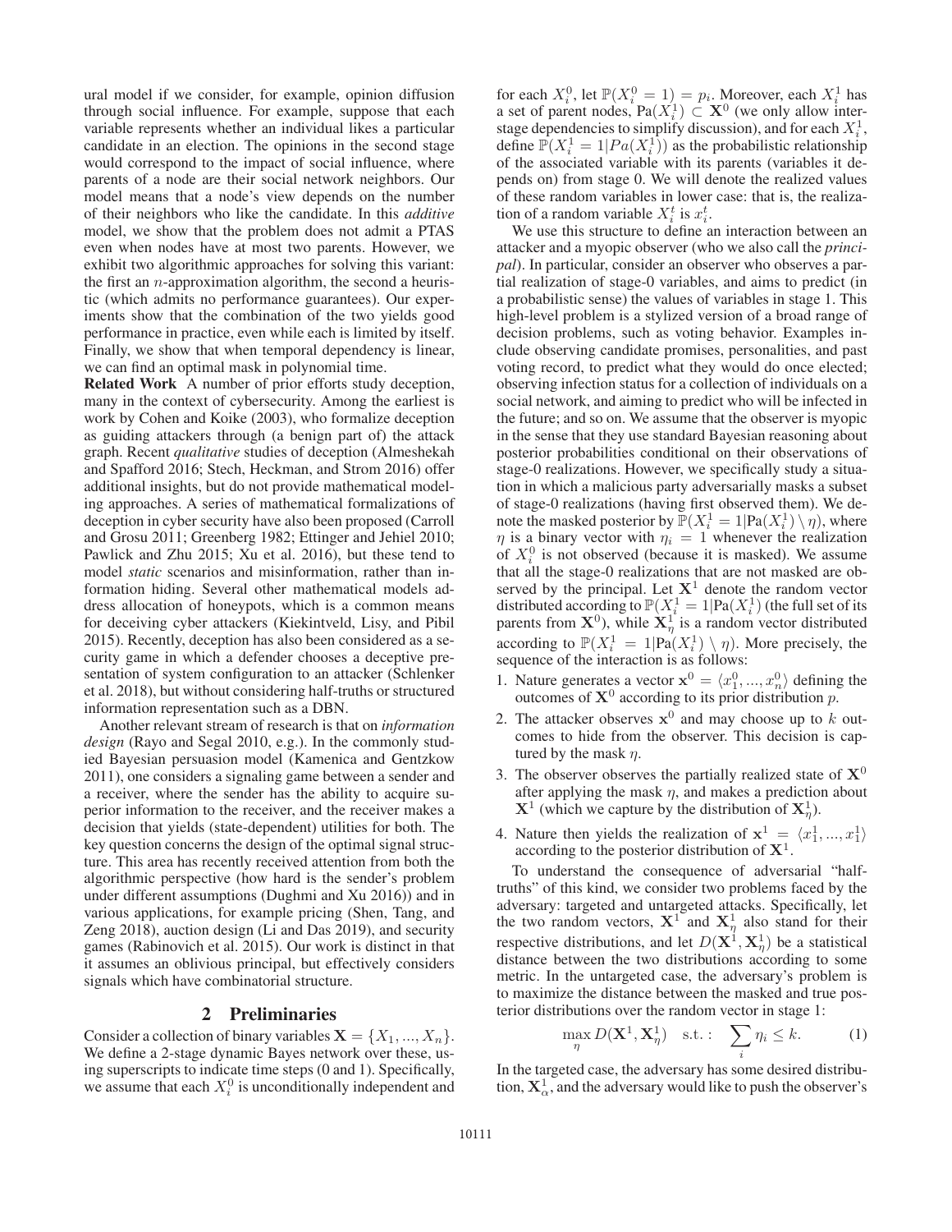ural model if we consider, for example, opinion diffusion through social influence. For example, suppose that each variable represents whether an individual likes a particular candidate in an election. The opinions in the second stage would correspond to the impact of social influence, where parents of a node are their social network neighbors. Our model means that a node's view depends on the number of their neighbors who like the candidate. In this *additive* model, we show that the problem does not admit a PTAS even when nodes have at most two parents. However, we exhibit two algorithmic approaches for solving this variant: the first an $n$-approximation algorithm, the second a heuristic (which admits no performance guarantees). Our experiments show that the combination of the two yields good performance in practice, even while each is limited by itself. Finally, we show that when temporal dependency is linear, we can find an optimal mask in polynomial time.

**Related Work** A number of prior efforts study deception, many in the context of cybersecurity. Among the earliest is work by Cohen and Koike (2003), who formalize deception as guiding attackers through (a benign part of) the attack graph. Recent *qualitative* studies of deception (Almeshekah and Spafford 2016; Stech, Heckman, and Strom 2016) offer additional insights, but do not provide mathematical modeling approaches. A series of mathematical formalizations of deception in cyber security have also been proposed (Carroll and Grosu 2011; Greenberg 1982; Ettinger and Jehiel 2010; Pawlick and Zhu 2015; Xu et al. 2016), but these tend to model *static* scenarios and misinformation, rather than information hiding. Several other mathematical models address allocation of honeypots, which is a common means for deceiving cyber attackers (Kiekintveld, Lisy, and Pibil 2015). Recently, deception has also been considered as a security game in which a defender chooses a deceptive presentation of system configuration to an attacker (Schlenker et al. 2018), but without considering half-truths or structured information representation such as a DBN.

Another relevant stream of research is that on *information design* (Rayo and Segal 2010, e.g.). In the commonly studied Bayesian persuasion model (Kamenica and Gentzkow 2011), one considers a signaling game between a sender and a receiver, where the sender has the ability to acquire superior information to the receiver, and the receiver makes a decision that yields (state-dependent) utilities for both. The key question concerns the design of the optimal signal structure. This area has recently received attention from both the algorithmic perspective (how hard is the sender's problem under different assumptions (Dughmi and Xu 2016)) and in various applications, for example pricing (Shen, Tang, and Zeng 2018), auction design (Li and Das 2019), and security games (Rabinovich et al. 2015). Our work is distinct in that it assumes an oblivious principal, but effectively considers signals which have combinatorial structure.

## 2 Preliminaries

Consider a collection of binary variables $\mathbf{X} = \{X_1, ..., X_n\}$. We define a 2-stage dynamic Bayes network over these, using superscripts to indicate time steps (0 and 1). Specifically, we assume that each $X_i^0$ is unconditionally independent and for each $X_i^0$, let $\mathbb{P}(X_i^0 = 1) = p_i$. Moreover, each $X_i^1$ has a set of parent nodes, $\text{Pa}(X_i^1) \subset \mathbf{X}^0$ (we only allow interstage dependencies to simplify discussion), and for each $X_i^1$, define $\mathbb{P}(X_i^1 = 1|Pa(X_i^1))$ as the probabilistic relationship of the associated variable with its parents (variables it depends on) from stage 0. We will denote the realized values of these random variables in lower case: that is, the realization of a random variable $X_i^t$ is $x_i^t$.

We use this structure to define an interaction between an attacker and a myopic observer (who we also call the *principal*). In particular, consider an observer who observes a partial realization of stage-0 variables, and aims to predict (in a probabilistic sense) the values of variables in stage 1. This high-level problem is a stylized version of a broad range of decision problems, such as voting behavior. Examples include observing candidate promises, personalities, and past voting record, to predict what they would do once elected; observing infection status for a collection of individuals on a social network, and aiming to predict who will be infected in the future; and so on. We assume that the observer is myopic in the sense that they use standard Bayesian reasoning about posterior probabilities conditional on their observations of stage-0 realizations. However, we specifically study a situation in which a malicious party adversarially masks a subset of stage-0 realizations (having first observed them). We denote the masked posterior by $\mathbb{P}(X_i^1 = 1|\text{Pa}(X_i^1) \setminus \eta)$, where $\eta$ is a binary vector with $\eta_i = 1$ whenever the realization of $X_i^0$ is not observed (because it is masked). We assume that all the stage-0 realizations that are not masked are observed by the principal. Let $\mathbf{X}^1$ denote the random vector distributed according to $\mathbb{P}(X_i^1 = 1|\text{Pa}(X_i^1))$ (the full set of its parents from $\mathbf{X}^0$), while $\mathbf{X}_\eta^1$ is a random vector distributed according to $\mathbb{P}(X_i^1 = 1|\text{Pa}(X_i^1) \setminus \eta)$. More precisely, the sequence of the interaction is as follows:

1. Nature generates a vector $\mathbf{x}^0 = \langle x_1^0, ..., x_n^0 \rangle$ defining the outcomes of $\mathbf{X}^0$ according to its prior distribution $p$.
2. The attacker observes $\mathbf{x}^0$ and may choose up to $k$ outcomes to hide from the observer. This decision is captured by the mask $\eta$.
3. The observer observes the partially realized state of $\mathbf{X}^0$ after applying the mask $\eta$, and makes a prediction about $\mathbf{X}^1$ (which we capture by the distribution of $\mathbf{X}_\eta^1$).
4. Nature then yields the realization of $\mathbf{x}^1 = \langle x_1^1, ..., x_1^1 \rangle$ according to the posterior distribution of $\mathbf{X}^1$.

To understand the consequence of adversarial "half-truths" of this kind, we consider two problems faced by the adversary: targeted and untargeted attacks. Specifically, let the two random vectors, $\mathbf{X}^1$ and $\mathbf{X}_\eta^1$ also stand for their respective distributions, and let $D(\mathbf{X}^1, \mathbf{X}_\eta^1)$ be a statistical distance between the two distributions according to some metric. In the untargeted case, the adversary's problem is to maximize the distance between the masked and true posterior distributions over the random vector in stage 1:

$$\max_{\eta} D(\mathbf{X}^1, \mathbf{X}_\eta^1) \quad \text{s.t.}: \quad \sum_i \eta_i \leq k. \tag{1}$$

In the targeted case, the adversary has some desired distribution, $\mathbf{X}_\alpha^1$, and the adversary would like to push the observer's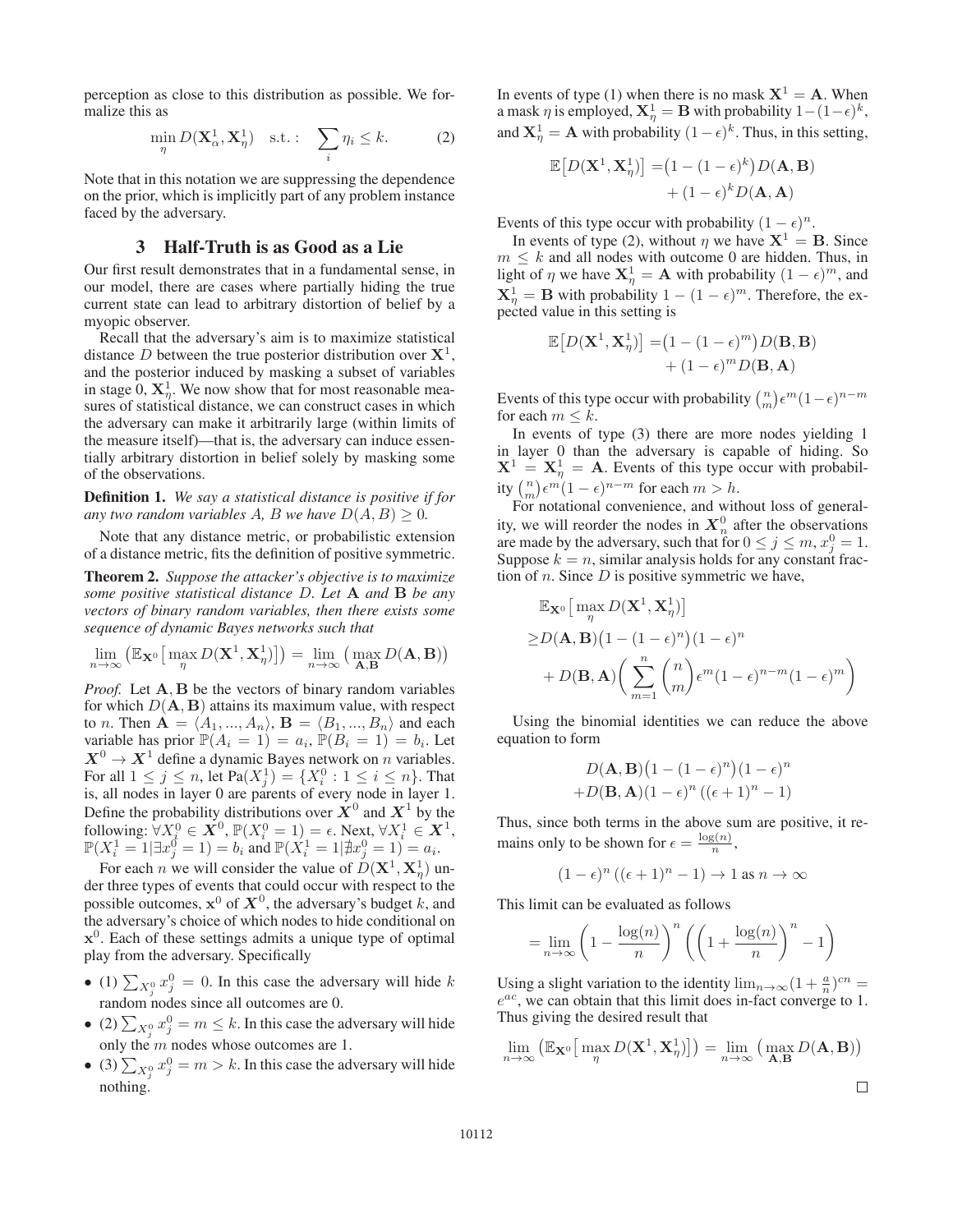perception as close to this distribution as possible. We formalize this as

$$\min_{\eta} D(\mathbf{X}_{\alpha}^1, \mathbf{X}_{\eta}^1) \quad \text{s.t.}: \quad \sum_i \eta_i \leq k. \tag{2}$$

Note that in this notation we are suppressing the dependence on the prior, which is implicitly part of any problem instance faced by the adversary.

## 3 Half-Truth is as Good as a Lie

Our first result demonstrates that in a fundamental sense, in our model, there are cases where partially hiding the true current state can lead to arbitrary distortion of belief by a myopic observer.

Recall that the adversary's aim is to maximize statistical distance $D$ between the true posterior distribution over $\mathbf{X}^1$, and the posterior induced by masking a subset of variables in stage 0, $\mathbf{X}_{\eta}^1$. We now show that for most reasonable measures of statistical distance, we can construct cases in which the adversary can make it arbitrarily large (within limits of the measure itself)—that is, the adversary can induce essentially arbitrary distortion in belief solely by masking some of the observations.

**Definition 1.** *We say a statistical distance is positive if for any two random variables $A$, $B$ we have $D(A, B) \geq 0$.*

Note that any distance metric, or probabilistic extension of a distance metric, fits the definition of positive symmetric.

**Theorem 2.** *Suppose the attacker's objective is to maximize some positive statistical distance $D$. Let $\mathbf{A}$ and $\mathbf{B}$ be any vectors of binary random variables, then there exists some sequence of dynamic Bayes networks such that*

$$\lim_{n\to\infty} \left(\mathbb{E}_{\mathbf{X}^0}\big[\max_{\eta} D(\mathbf{X}^1, \mathbf{X}_{\eta}^1)\big]\right) = \lim_{n\to\infty} \left(\max_{\mathbf{A},\mathbf{B}} D(\mathbf{A}, \mathbf{B})\right)$$

*Proof.* Let $\mathbf{A}, \mathbf{B}$ be the vectors of binary random variables for which $D(\mathbf{A}, \mathbf{B})$ attains its maximum value, with respect to $n$. Then $\mathbf{A} = \langle A_1, ..., A_n\rangle$, $\mathbf{B} = \langle B_1, ..., B_n\rangle$ and each variable has prior $\mathbb{P}(A_i = 1) = a_i$, $\mathbb{P}(B_i = 1) = b_i$. Let $\boldsymbol{X}^0 \to \boldsymbol{X}^1$ define a dynamic Bayes network on $n$ variables. For all $1 \leq j \leq n$, let $\text{Pa}(X_j^1) = \{X_i^0 : 1 \leq i \leq n\}$. That is, all nodes in layer 0 are parents of every node in layer 1. Define the probability distributions over $\boldsymbol{X}^0$ and $\boldsymbol{X}^1$ by the following: $\forall X_i^0 \in \boldsymbol{X}^0, \mathbb{P}(X_i^0 = 1) = \epsilon$. Next, $\forall X_i^1 \in \boldsymbol{X}^1$, $\mathbb{P}(X_i^1 = 1 | \exists x_j^0 = 1) = b_i$ and $\mathbb{P}(X_i^1 = 1 | \nexists x_j^0 = 1) = a_i$.

For each $n$ we will consider the value of $D(\mathbf{X}^1, \mathbf{X}_{\eta}^1)$ under three types of events that could occur with respect to the possible outcomes, $\mathbf{x}^0$ of $\boldsymbol{X}^0$, the adversary's budget $k$, and the adversary's choice of which nodes to hide conditional on $\mathbf{x}^0$. Each of these settings admits a unique type of optimal play from the adversary. Specifically

- (1) $\sum_{X_j^0} x_j^0 = 0$. In this case the adversary will hide $k$ random nodes since all outcomes are 0.
- (2) $\sum_{X_j^0} x_j^0 = m \leq k$. In this case the adversary will hide only the $m$ nodes whose outcomes are 1.
- (3) $\sum_{X_j^0} x_j^0 = m > k$. In this case the adversary will hide nothing.

In events of type (1) when there is no mask $\mathbf{X}^1 = \mathbf{A}$. When a mask $\eta$ is employed, $\mathbf{X}_{\eta}^1 = \mathbf{B}$ with probability $1-(1-\epsilon)^k$, and $\mathbf{X}_{\eta}^1 = \mathbf{A}$ with probability $(1-\epsilon)^k$. Thus, in this setting,

$$\begin{aligned}\mathbb{E}\big[D(\mathbf{X}^1, \mathbf{X}_{\eta}^1)\big] =& \big(1 - (1-\epsilon)^k\big) D(\mathbf{A}, \mathbf{B}) \\ &+ (1-\epsilon)^k D(\mathbf{A}, \mathbf{A})\end{aligned}$$

Events of this type occur with probability $(1-\epsilon)^n$.

In events of type (2), without $\eta$ we have $\mathbf{X}^1 = \mathbf{B}$. Since $m \leq k$ and all nodes with outcome 0 are hidden. Thus, in light of $\eta$ we have $\mathbf{X}_{\eta}^1 = \mathbf{A}$ with probability $(1-\epsilon)^m$, and $\mathbf{X}_{\eta}^1 = \mathbf{B}$ with probability $1-(1-\epsilon)^m$. Therefore, the expected value in this setting is

$$\begin{aligned}\mathbb{E}\big[D(\mathbf{X}^1, \mathbf{X}_{\eta}^1)\big] =& \big(1 - (1-\epsilon)^m\big) D(\mathbf{B}, \mathbf{B}) \\ &+ (1-\epsilon)^m D(\mathbf{B}, \mathbf{A})\end{aligned}$$

Events of this type occur with probability $\binom{n}{m}\epsilon^m(1-\epsilon)^{n-m}$ for each $m \leq k$.

In events of type (3) there are more nodes yielding 1 in layer 0 than the adversary is capable of hiding. So $\mathbf{X}^1 = \mathbf{X}_{\eta}^1 = \mathbf{A}$. Events of this type occur with probability $\binom{n}{m}\epsilon^m(1-\epsilon)^{n-m}$ for each $m > h$.

For notational convenience, and without loss of generality, we will reorder the nodes in $\boldsymbol{X}_n^0$ after the observations are made by the adversary, such that for $0 \leq j \leq m$, $x_j^0 = 1$. Suppose $k = n$, similar analysis holds for any constant fraction of $n$. Since $D$ is positive symmetric we have,

$$\begin{aligned}&\mathbb{E}_{\mathbf{X}^0}\big[\max_{\eta} D(\mathbf{X}^1, \mathbf{X}_{\eta}^1)\big] \\ \geq& D(\mathbf{A}, \mathbf{B})\big(1 - (1-\epsilon)^n\big)(1-\epsilon)^n \\ &+ D(\mathbf{B}, \mathbf{A})\left(\sum_{m=1}^{n}\binom{n}{m}\epsilon^m(1-\epsilon)^{n-m}(1-\epsilon)^m\right)\end{aligned}$$

Using the binomial identities we can reduce the above equation to form

$$\begin{aligned}&D(\mathbf{A}, \mathbf{B})\big(1 - (1-\epsilon)^n\big)(1-\epsilon)^n \\ &+ D(\mathbf{B}, \mathbf{A})(1-\epsilon)^n\left((\epsilon+1)^n - 1\right)\end{aligned}$$

Thus, since both terms in the above sum are positive, it remains only to be shown for $\epsilon = \frac{\log(n)}{n}$,

$$(1-\epsilon)^n\left((\epsilon+1)^n - 1\right) \to 1 \text{ as } n \to \infty$$

This limit can be evaluated as follows

$$= \lim_{n\to\infty}\left(1 - \frac{\log(n)}{n}\right)^n\left(\left(1 + \frac{\log(n)}{n}\right)^n - 1\right)$$

Using a slight variation to the identity $\lim_{n\to\infty}(1 + \frac{a}{n})^{cn} = e^{ac}$, we can obtain that this limit does in-fact converge to 1. Thus giving the desired result that

$$\lim_{n\to\infty}\left(\mathbb{E}_{\mathbf{X}^0}\big[\max_{\eta} D(\mathbf{X}^1, \mathbf{X}_{\eta}^1)\big]\right) = \lim_{n\to\infty}\left(\max_{\mathbf{A},\mathbf{B}} D(\mathbf{A}, \mathbf{B})\right)$$

□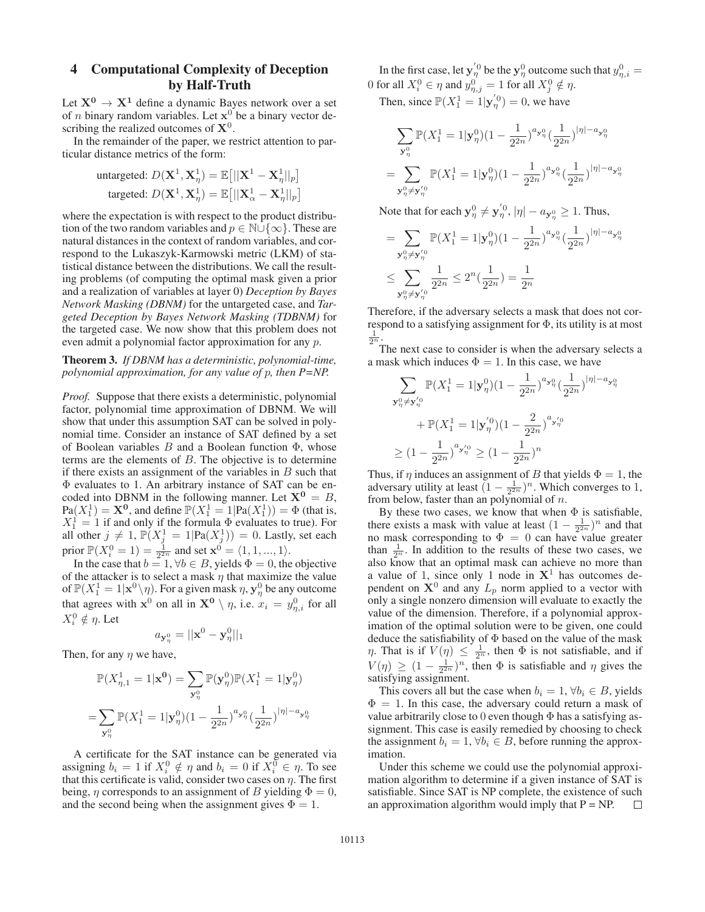## 4 Computational Complexity of Deception by Half-Truth

Let $\mathbf{X^0} \to \mathbf{X^1}$ define a dynamic Bayes network over a set of $n$ binary random variables. Let $\mathbf{x}^0$ be a binary vector describing the realized outcomes of $\mathbf{X}^0$.

In the remainder of the paper, we restrict attention to particular distance metrics of the form:

$$\text{untargeted: } D(\mathbf{X}^1, \mathbf{X}^1_\eta) = \mathbb{E}\big[||\mathbf{X}^1 - \mathbf{X}^1_\eta||_p\big]$$
$$\text{targeted: } D(\mathbf{X}^1, \mathbf{X}^1_\eta) = \mathbb{E}\big[||\mathbf{X}^1_\alpha - \mathbf{X}^1_\eta||_p\big]$$

where the expectation is with respect to the product distribution of the two random variables and $p \in \mathbb{N} \cup \{\infty\}$. These are natural distances in the context of random variables, and correspond to the Lukaszyk-Karmowski metric (LKM) of statistical distance between the distributions. We call the resulting problems (of computing the optimal mask given a prior and a realization of variables at layer 0) *Deception by Bayes Network Masking (DBNM)* for the untargeted case, and *Targeted Deception by Bayes Network Masking (TDBNM)* for the targeted case. We now show that this problem does not even admit a polynomial factor approximation for any $p$.

**Theorem 3.** *If DBNM has a deterministic, polynomial-time, polynomial approximation, for any value of* $p$*, then P=NP.*

*Proof.* Suppose that there exists a deterministic, polynomial factor, polynomial time approximation of DBNM. We will show that under this assumption SAT can be solved in polynomial time. Consider an instance of SAT defined by a set of Boolean variables $B$ and a Boolean function $\Phi$, whose terms are the elements of $B$. The objective is to determine if there exists an assignment of the variables in $B$ such that $\Phi$ evaluates to 1. An arbitrary instance of SAT can be encoded into DBNM in the following manner. Let $\mathbf{X^0} = B$, $\text{Pa}(X_1^1) = \mathbf{X^0}$, and define $\mathbb{P}(X_1^1 = 1|\text{Pa}(X_1^1)) = \Phi$ (that is, $X_1^1 = 1$ if and only if the formula $\Phi$ evaluates to true). For all other $j \neq 1$, $\mathbb{P}(X_j^1 = 1|\text{Pa}(X_j^1)) = 0$. Lastly, set each prior $\mathbb{P}(X_i^0 = 1) = \frac{1}{2^{2n}}$ and set $\mathbf{x}^0 = \langle 1, 1, ..., 1\rangle$.

In the case that $b = 1, \forall b \in B$, yields $\Phi = 0$, the objective of the attacker is to select a mask $\eta$ that maximize the value of $\mathbb{P}(X_1^1 = 1|\mathbf{x}^0 \setminus \eta)$. For a given mask $\eta$, $\mathbf{y}^0_\eta$ be any outcome that agrees with $\mathbf{x}^0$ on all in $\mathbf{X^0} \setminus \eta$, i.e. $x_i = y^0_{\eta,i}$ for all $X_i^0 \notin \eta$. Let

$$a_{\mathbf{y}^0_\eta} = ||\mathbf{x}^0 - \mathbf{y}^0_\eta||_1$$

Then, for any $\eta$ we have,

$$\mathbb{P}(X^1_{\eta,1} = 1|\mathbf{x^0}) = \sum_{\mathbf{y}^0_\eta} \mathbb{P}(\mathbf{y}^0_\eta)\mathbb{P}(X_1^1 = 1|\mathbf{y}^0_\eta)$$
$$= \sum_{\mathbf{y}^0_\eta} \mathbb{P}(X_1^1 = 1|\mathbf{y}^0_\eta)(1 - \frac{1}{2^{2n}})^{a_{\mathbf{y}^0_\eta}} (\frac{1}{2^{2n}})^{|\eta| - a_{\mathbf{y}^0_\eta}}$$

A certificate for the SAT instance can be generated via assigning $b_i = 1$ if $X_i^0 \notin \eta$ and $b_i = 0$ if $X_i^0 \in \eta$. To see that this certificate is valid, consider two cases on $\eta$. The first being, $\eta$ corresponds to an assignment of $B$ yielding $\Phi = 0$, and the second being when the assignment gives $\Phi = 1$.

In the first case, let $\mathbf{y}^{'0}_\eta$ be the $\mathbf{y}^0_\eta$ outcome such that $y^0_{\eta,i} = 0$ for all $X_i^0 \in \eta$ and $y^0_{\eta,j} = 1$ for all $X_j^0 \notin \eta$.

Then, since $\mathbb{P}(X_1^1 = 1|\mathbf{y}^{'0}_\eta) = 0$, we have

$$\sum_{\mathbf{y}^0_\eta} \mathbb{P}(X_1^1 = 1|\mathbf{y}^0_\eta)(1 - \frac{1}{2^{2n}})^{a_{\mathbf{y}^0_\eta}} (\frac{1}{2^{2n}})^{|\eta| - a_{\mathbf{y}^0_\eta}}$$
$$= \sum_{\mathbf{y}^0_\eta \neq \mathbf{y}^{'0}_\eta} \mathbb{P}(X_1^1 = 1|\mathbf{y}^0_\eta)(1 - \frac{1}{2^{2n}})^{a_{\mathbf{y}^0_\eta}} (\frac{1}{2^{2n}})^{|\eta| - a_{\mathbf{y}^0_\eta}}$$

Note that for each $\mathbf{y}^0_\eta \neq \mathbf{y}^{'0}_\eta$, $|\eta| - a_{\mathbf{y}^0_\eta} \geq 1$. Thus,

$$= \sum_{\mathbf{y}^0_\eta \neq \mathbf{y}^{'0}_\eta} \mathbb{P}(X_1^1 = 1|\mathbf{y}^0_\eta)(1 - \frac{1}{2^{2n}})^{a_{\mathbf{y}^0_\eta}} (\frac{1}{2^{2n}})^{|\eta| - a_{\mathbf{y}^0_\eta}}$$
$$\leq \sum_{\mathbf{y}^0_\eta \neq \mathbf{y}^{'0}_\eta} \frac{1}{2^{2n}} \leq 2^n (\frac{1}{2^{2n}}) = \frac{1}{2^n}$$

Therefore, if the adversary selects a mask that does not correspond to a satisfying assignment for $\Phi$, its utility is at most $\frac{1}{2^n}$.

The next case to consider is when the adversary selects a mask which induces $\Phi = 1$. In this case, we have

$$\sum_{\mathbf{y}^0_\eta \neq \mathbf{y}^{'0}_\eta} \mathbb{P}(X_1^1 = 1|\mathbf{y}^0_\eta)(1 - \frac{1}{2^{2n}})^{a_{\mathbf{y}^0_\eta}} (\frac{1}{2^{2n}})^{|\eta| - a_{\mathbf{y}^0_\eta}}$$
$$+ \mathbb{P}(X_1^1 = 1|\mathbf{y}^{'0}_\eta)(1 - \frac{2}{2^{2n}})^{a_{\mathbf{y}^{'0}_\eta}}$$
$$\geq (1 - \frac{1}{2^{2n}})^{a_{\mathbf{y}^{'0}_\eta}} \geq (1 - \frac{1}{2^{2n}})^n$$

Thus, if $\eta$ induces an assignment of $B$ that yields $\Phi = 1$, the adversary utility at least $(1 - \frac{1}{2^{2n}})^n$. Which converges to 1, from below, faster than an polynomial of $n$.

By these two cases, we know that when $\Phi$ is satisfiable, there exists a mask with value at least $(1 - \frac{1}{2^{2n}})^n$ and that no mask corresponding to $\Phi = 0$ can have value greater than $\frac{1}{2^n}$. In addition to the results of these two cases, we also know that an optimal mask can achieve no more than a value of 1, since only 1 node in $\mathbf{X}^1$ has outcomes dependent on $\mathbf{X}^0$ and any $L_p$ norm applied to a vector with only a single nonzero dimension will evaluate to exactly the value of the dimension. Therefore, if a polynomial approximation of the optimal solution were to be given, one could deduce the satisfiability of $\Phi$ based on the value of the mask $\eta$. That is if $V(\eta) \leq \frac{1}{2^n}$, then $\Phi$ is not satisfiable, and if $V(\eta) \geq (1 - \frac{1}{2^{2n}})^n$, then $\Phi$ is satisfiable and $\eta$ gives the satisfying assignment.

This covers all but the case when $b_i = 1, \forall b_i \in B$, yields $\Phi = 1$. In this case, the adversary could return a mask of value arbitrarily close to 0 even though $\Phi$ has a satisfying assignment. This case is easily remedied by choosing to check the assignment $b_i = 1, \forall b_i \in B$, before running the approximation.

Under this scheme we could use the polynomial approximation algorithm to determine if a given instance of SAT is satisfiable. Since SAT is NP complete, the existence of such an approximation algorithm would imply that P = NP. $\square$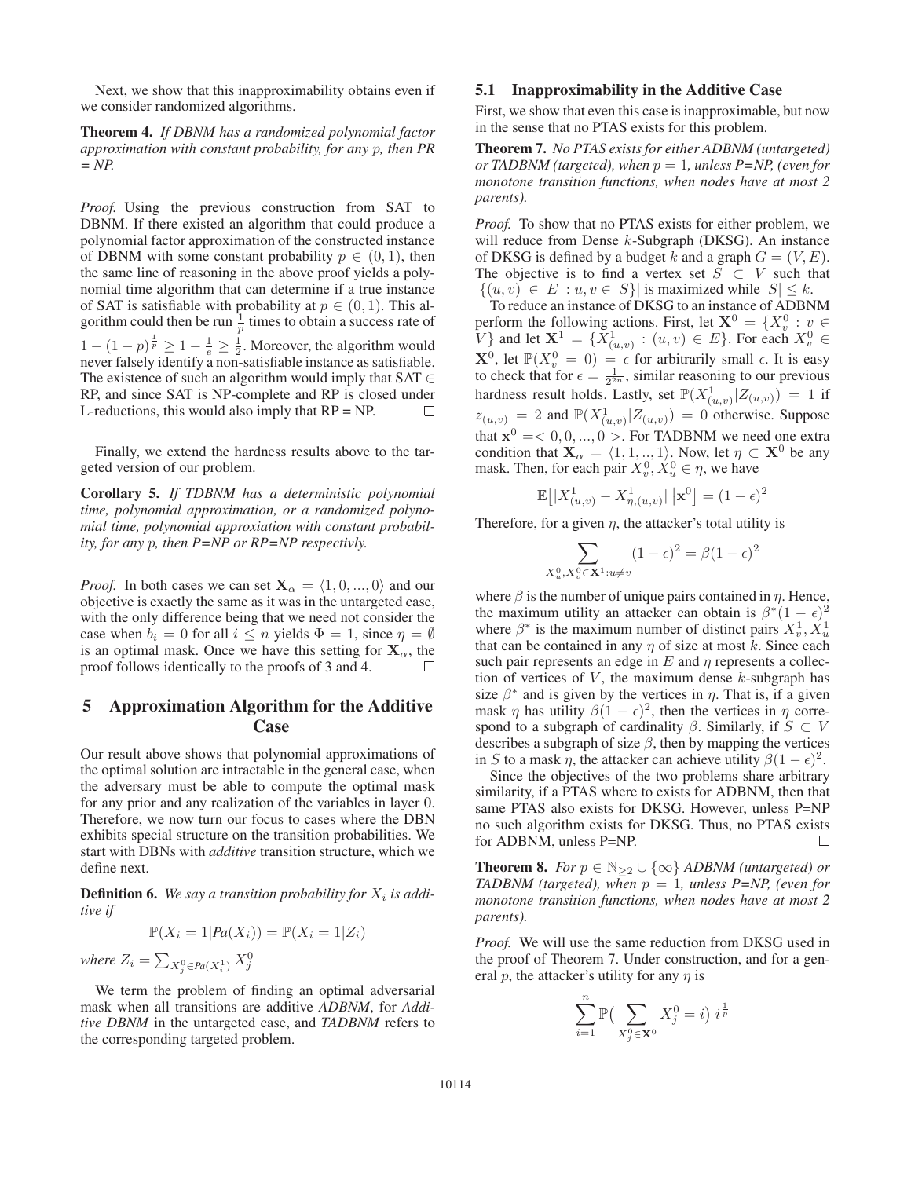Next, we show that this inapproximability obtains even if we consider randomized algorithms.

**Theorem 4.** *If DBNM has a randomized polynomial factor approximation with constant probability, for any p, then PR = NP.*

*Proof.* Using the previous construction from SAT to DBNM. If there existed an algorithm that could produce a polynomial factor approximation of the constructed instance of DBNM with some constant probability $p \in (0, 1)$, then the same line of reasoning in the above proof yields a polynomial time algorithm that can determine if a true instance of SAT is satisfiable with probability at $p \in (0, 1)$. This algorithm could then be run $\frac{1}{p}$ times to obtain a success rate of $1 - (1-p)^{\frac{1}{p}} \geq 1 - \frac{1}{e} \geq \frac{1}{2}$. Moreover, the algorithm would never falsely identify a non-satisfiable instance as satisfiable. The existence of such an algorithm would imply that SAT $\in$ RP, and since SAT is NP-complete and RP is closed under L-reductions, this would also imply that RP = NP. $\square$

Finally, we extend the hardness results above to the targeted version of our problem.

**Corollary 5.** *If TDBNM has a deterministic polynomial time, polynomial approximation, or a randomized polynomial time, polynomial approxiation with constant probability, for any p, then P=NP or RP=NP respectivly.*

*Proof.* In both cases we can set $\mathbf{X}_\alpha = \langle 1, 0, ..., 0 \rangle$ and our objective is exactly the same as it was in the untargeted case, with the only difference being that we need not consider the case when $b_i = 0$ for all $i \leq n$ yields $\Phi = 1$, since $\eta = \emptyset$ is an optimal mask. Once we have this setting for $\mathbf{X}_\alpha$, the proof follows identically to the proofs of 3 and 4. $\square$

## 5 Approximation Algorithm for the Additive Case

Our result above shows that polynomial approximations of the optimal solution are intractable in the general case, when the adversary must be able to compute the optimal mask for any prior and any realization of the variables in layer 0. Therefore, we now turn our focus to cases where the DBN exhibits special structure on the transition probabilities. We start with DBNs with *additive* transition structure, which we define next.

**Definition 6.** *We say a transition probability for $X_i$ is additive if*

$$\mathbb{P}(X_i = 1 | Pa(X_i)) = \mathbb{P}(X_i = 1 | Z_i)$$

*where* $Z_i = \sum_{X_j^0 \in Pa(X_i^1)} X_j^0$

We term the problem of finding an optimal adversarial mask when all transitions are additive *ADBNM*, for *Additive DBNM* in the untargeted case, and *TADBNM* refers to the corresponding targeted problem.

### 5.1 Inapproximability in the Additive Case

First, we show that even this case is inapproximable, but now in the sense that no PTAS exists for this problem.

**Theorem 7.** *No PTAS exists for either ADBNM (untargeted) or TADBNM (targeted), when $p = 1$, unless P=NP, (even for monotone transition functions, when nodes have at most 2 parents).*

*Proof.* To show that no PTAS exists for either problem, we will reduce from Dense $k$-Subgraph (DKSG). An instance of DKSG is defined by a budget $k$ and a graph $G = (V, E)$. The objective is to find a vertex set $S \subset V$ such that $|\{(u, v) \in E : u, v \in S\}|$ is maximized while $|S| \leq k$.

To reduce an instance of DKSG to an instance of ADBNM perform the following actions. First, let $\mathbf{X}^0 = \{X_v^0 : v \in V\}$ and let $\mathbf{X}^1 = \{X_{(u,v)}^1 : (u, v) \in E\}$. For each $X_v^0 \in \mathbf{X}^0$, let $\mathbb{P}(X_v^0 = 0) = \epsilon$ for arbitrarily small $\epsilon$. It is easy to check that for $\epsilon = \frac{1}{2^{2n}}$, similar reasoning to our previous hardness result holds. Lastly, set $\mathbb{P}(X_{(u,v)}^1 | Z_{(u,v)}) = 1$ if $z_{(u,v)} = 2$ and $\mathbb{P}(X_{(u,v)}^1 | Z_{(u,v)}) = 0$ otherwise. Suppose that $\mathbf{x}^0 = < 0, 0, ..., 0 >$. For TADBNM we need one extra condition that $\mathbf{X}_\alpha = \langle 1, 1, .., 1 \rangle$. Now, let $\eta \subset \mathbf{X}^0$ be any mask. Then, for each pair $X_v^0, X_u^0 \in \eta$, we have

$$\mathbb{E}\big[|X_{(u,v)}^1 - X_{\eta,(u,v)}^1| \,\big|\mathbf{x}^0\big] = (1 - \epsilon)^2$$

Therefore, for a given $\eta$, the attacker's total utility is

$$\sum_{X_u^0, X_v^0 \in \mathbf{X}^1 : u \neq v} (1 - \epsilon)^2 = \beta(1 - \epsilon)^2$$

where $\beta$ is the number of unique pairs contained in $\eta$. Hence, the maximum utility an attacker can obtain is $\beta^*(1 - \epsilon)^2$ where $\beta^*$ is the maximum number of distinct pairs $X_v^1, X_u^1$ that can be contained in any $\eta$ of size at most $k$. Since each such pair represents an edge in $E$ and $\eta$ represents a collection of vertices of $V$, the maximum dense $k$-subgraph has size $\beta^*$ and is given by the vertices in $\eta$. That is, if a given mask $\eta$ has utility $\beta(1 - \epsilon)^2$, then the vertices in $\eta$ correspond to a subgraph of cardinality $\beta$. Similarly, if $S \subset V$ describes a subgraph of size $\beta$, then by mapping the vertices in $S$ to a mask $\eta$, the attacker can achieve utility $\beta(1 - \epsilon)^2$.

Since the objectives of the two problems share arbitrary similarity, if a PTAS where to exists for ADBNM, then that same PTAS also exists for DKSG. However, unless P=NP no such algorithm exists for DKSG. Thus, no PTAS exists for ADBNM, unless P=NP. $\square$

**Theorem 8.** *For $p \in \mathbb{N}_{\geq 2} \cup \{\infty\}$ ADBNM (untargeted) or TADBNM (targeted), when $p = 1$, unless P=NP, (even for monotone transition functions, when nodes have at most 2 parents).*

*Proof.* We will use the same reduction from DKSG used in the proof of Theorem 7. Under construction, and for a general $p$, the attacker's utility for any $\eta$ is

$$\sum_{i=1}^{n} \mathbb{P}\big(\sum_{X_j^0 \in \mathbf{X}^0} X_j^0 = i\big)\, i^{\frac{1}{p}}$$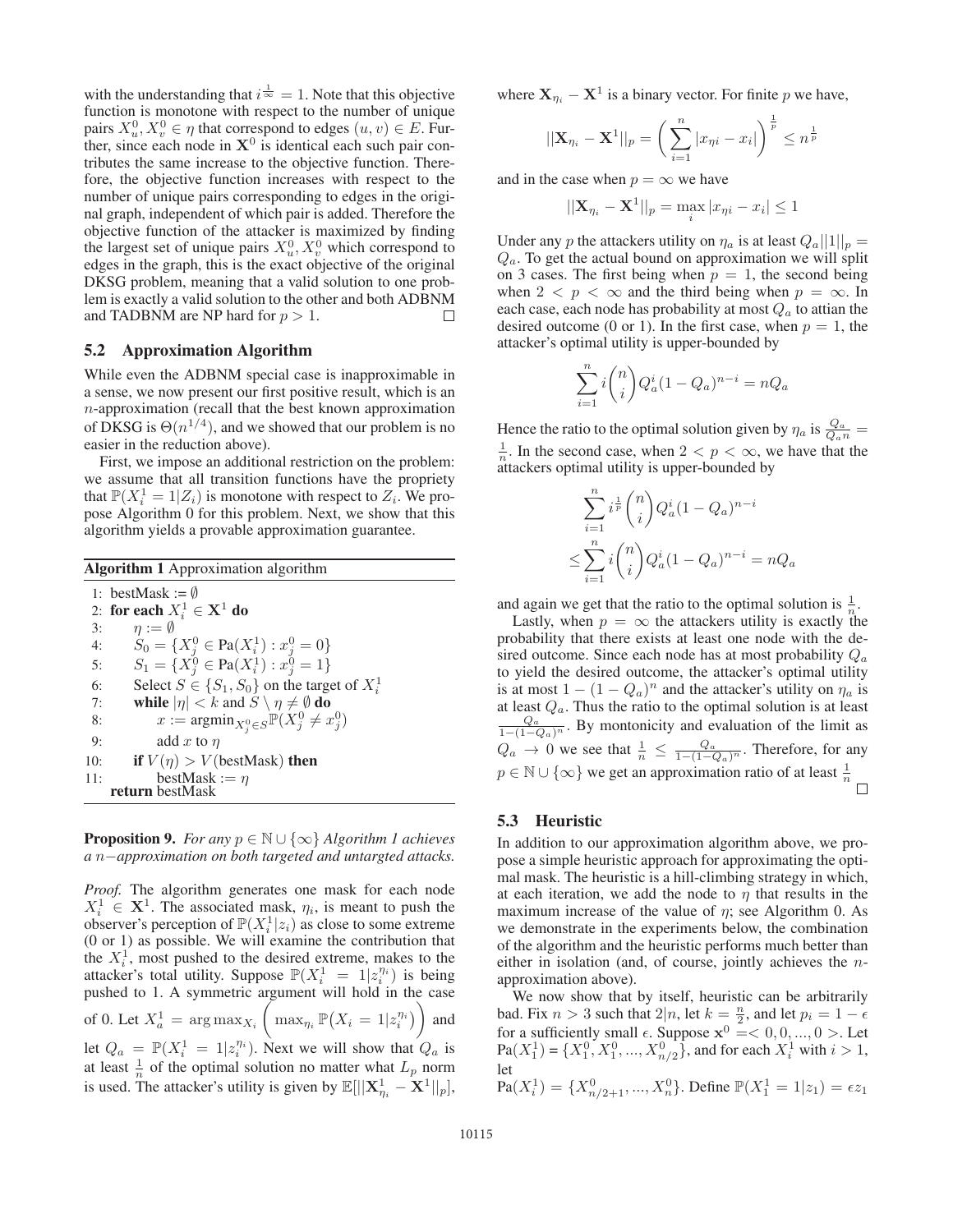with the understanding that $i^{\frac{1}{\infty}} = 1$. Note that this objective function is monotone with respect to the number of unique pairs $X_u^0, X_v^0 \in \eta$ that correspond to edges $(u, v) \in E$. Further, since each node in $\mathbf{X}^0$ is identical each such pair contributes the same increase to the objective function. Therefore, the objective function increases with respect to the number of unique pairs corresponding to edges in the original graph, independent of which pair is added. Therefore the objective function of the attacker is maximized by finding the largest set of unique pairs $X_u^0, X_v^0$ which correspond to edges in the graph, this is the exact objective of the original DKSG problem, meaning that a valid solution to one problem is exactly a valid solution to the other and both ADBNM and TADBNM are NP hard for $p > 1$. □

### 5.2 Approximation Algorithm

While even the ADBNM special case is inapproximable in a sense, we now present our first positive result, which is an $n$-approximation (recall that the best known approximation of DKSG is $\Theta(n^{1/4})$, and we showed that our problem is no easier in the reduction above).

First, we impose an additional restriction on the problem: we assume that all transition functions have the propriety that $\mathbb{P}(X_i^1 = 1|Z_i)$ is monotone with respect to $Z_i$. We propose Algorithm 0 for this problem. Next, we show that this algorithm yields a provable approximation guarantee.

**Algorithm 1** Approximation algorithm

```
1:  bestMask := ∅
2:  for each X_i^1 ∈ X^1 do
3:      η := ∅
4:      S_0 = {X_j^0 ∈ Pa(X_i^1) : x_j^0 = 0}
5:      S_1 = {X_j^0 ∈ Pa(X_i^1) : x_j^0 = 1}
6:      Select S ∈ {S_1, S_0} on the target of X_i^1
7:      while |η| < k and S \ η ≠ ∅ do
8:          x := argmin_{X_j^0 ∈ S} P(X_j^0 ≠ x_j^0)
9:          add x to η
10:     if V(η) > V(bestMask) then
11:         bestMask := η
    return bestMask
```

**Proposition 9.** *For any $p \in \mathbb{N} \cup \{\infty\}$ Algorithm 1 achieves a $n-$approximation on both targeted and untargted attacks.*

*Proof.* The algorithm generates one mask for each node $X_i^1 \in \mathbf{X}^1$. The associated mask, $\eta_i$, is meant to push the observer's perception of $\mathbb{P}(X_i^1|z_i)$ as close to some extreme (0 or 1) as possible. We will examine the contribution that the $X_i^1$, most pushed to the desired extreme, makes to the attacker's total utility. Suppose $\mathbb{P}(X_i^1 = 1|z_i^{\eta_i})$ is being pushed to 1. A symmetric argument will hold in the case of 0. Let $X_a^1 = \arg\max_{X_i}\left(\max_{\eta_i}\mathbb{P}(X_i = 1|z_i^{\eta_i})\right)$ and let $Q_a = \mathbb{P}(X_i^1 = 1|z_i^{\eta_i})$. Next we will show that $Q_a$ is at least $\frac{1}{n}$ of the optimal solution no matter what $L_p$ norm is used. The attacker's utility is given by $\mathbb{E}[||\mathbf{X}_{\eta_i}^1 - \mathbf{X}^1||_p]$, where $\mathbf{X}_{\eta_i} - \mathbf{X}^1$ is a binary vector. For finite $p$ we have,

$$||\mathbf{X}_{\eta_i} - \mathbf{X}^1||_p = \left(\sum_{i=1}^{n}|x_{\eta i} - x_i|\right)^{\frac{1}{p}} \leq n^{\frac{1}{p}}$$

and in the case when $p = \infty$ we have

$$||\mathbf{X}_{\eta_i} - \mathbf{X}^1||_p = \max_i |x_{\eta i} - x_i| \leq 1$$

Under any $p$ the attackers utility on $\eta_a$ is at least $Q_a||1||_p = Q_a$. To get the actual bound on approximation we will split on 3 cases. The first being when $p = 1$, the second being when $2 < p < \infty$ and the third being when $p = \infty$. In each case, each node has probability at most $Q_a$ to attian the desired outcome (0 or 1). In the first case, when $p = 1$, the attacker's optimal utility is upper-bounded by

$$\sum_{i=1}^{n} i\binom{n}{i}Q_a^i(1 - Q_a)^{n-i} = nQ_a$$

Hence the ratio to the optimal solution given by $\eta_a$ is $\frac{Q_a}{Q_a n} = \frac{1}{n}$. In the second case, when $2 < p < \infty$, we have that the attackers optimal utility is upper-bounded by

$$\sum_{i=1}^{n} i^{\frac{1}{p}}\binom{n}{i}Q_a^i(1 - Q_a)^{n-i}$$
$$\leq \sum_{i=1}^{n} i\binom{n}{i}Q_a^i(1 - Q_a)^{n-i} = nQ_a$$

and again we get that the ratio to the optimal solution is $\frac{1}{n}$.

Lastly, when $p = \infty$ the attackers utility is exactly the probability that there exists at least one node with the desired outcome. Since each node has at most probability $Q_a$ to yield the desired outcome, the attacker's optimal utility is at most $1 - (1 - Q_a)^n$ and the attacker's utility on $\eta_a$ is at least $Q_a$. Thus the ratio to the optimal solution is at least $\frac{Q_a}{1-(1-Q_a)^n}$. By montonicity and evaluation of the limit as $Q_a \to 0$ we see that $\frac{1}{n} \leq \frac{Q_a}{1-(1-Q_a)^n}$. Therefore, for any $p \in \mathbb{N} \cup \{\infty\}$ we get an approximation ratio of at least $\frac{1}{n}$ □

### 5.3 Heuristic

In addition to our approximation algorithm above, we propose a simple heuristic approach for approximating the optimal mask. The heuristic is a hill-climbing strategy in which, at each iteration, we add the node to $\eta$ that results in the maximum increase of the value of $\eta$; see Algorithm 0. As we demonstrate in the experiments below, the combination of the algorithm and the heuristic performs much better than either in isolation (and, of course, jointly achieves the $n$-approximation above).

We now show that by itself, heuristic can be arbitrarily bad. Fix $n > 3$ such that $2|n$, let $k = \frac{n}{2}$, and let $p_i = 1 - \epsilon$ for a sufficiently small $\epsilon$. Suppose $\mathbf{x}^0 = < 0, 0, ..., 0 >$. Let $\text{Pa}(X_1^1) = \{X_1^0, X_1^0, ..., X_{n/2}^0\}$, and for each $X_i^1$ with $i > 1$, let

$\text{Pa}(X_i^1) = \{X_{n/2+1}^0, ..., X_n^0\}$. Define $\mathbb{P}(X_1^1 = 1|z_1) = \epsilon z_1$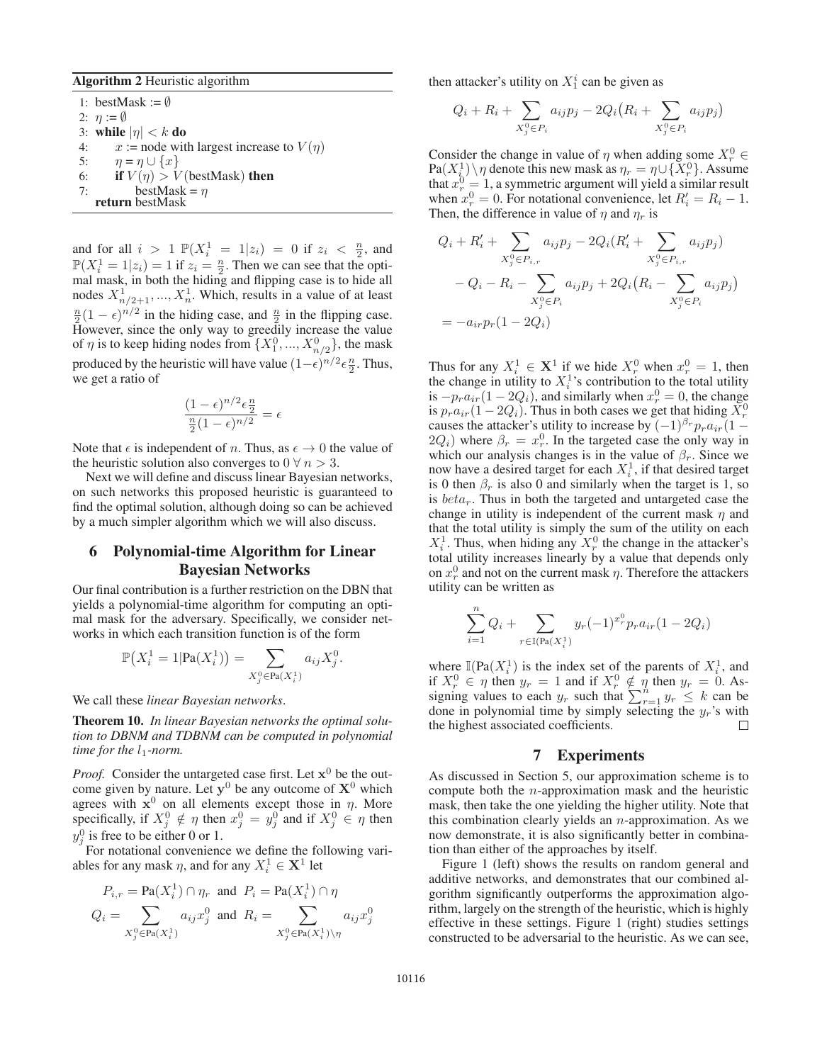**Algorithm 2** Heuristic algorithm

```
1: bestMask := ∅
2: η := ∅
3: while |η| < k do
4:     x := node with largest increase to V(η)
5:     η = η ∪ {x}
6:     if V(η) > V(bestMask) then
7:         bestMask = η
   return bestMask
```

and for all $i > 1$ $\mathbb{P}(X_i^1 = 1|z_i) = 0$ if $z_i < \frac{n}{2}$, and $\mathbb{P}(X_i^1 = 1|z_i) = 1$ if $z_i = \frac{n}{2}$. Then we can see that the optimal mask, in both the hiding and flipping case is to hide all nodes $X^1_{n/2+1}, ..., X^1_n$. Which, results in a value of at least $\frac{n}{2}(1-\epsilon)^{n/2}$ in the hiding case, and $\frac{n}{2}$ in the flipping case. However, since the only way to greedily increase the value of $\eta$ is to keep hiding nodes from $\{X_1^0, ..., X^0_{n/2}\}$, the mask produced by the heuristic will have value $(1-\epsilon)^{n/2}\epsilon\frac{n}{2}$. Thus, we get a ratio of

$$\frac{(1-\epsilon)^{n/2}\epsilon\frac{n}{2}}{\frac{n}{2}(1-\epsilon)^{n/2}} = \epsilon$$

Note that $\epsilon$ is independent of $n$. Thus, as $\epsilon \to 0$ the value of the heuristic solution also converges to $0 \; \forall \; n > 3$.

Next we will define and discuss linear Bayesian networks, on such networks this proposed heuristic is guaranteed to find the optimal solution, although doing so can be achieved by a much simpler algorithm which we will also discuss.

## 6 Polynomial-time Algorithm for Linear Bayesian Networks

Our final contribution is a further restriction on the DBN that yields a polynomial-time algorithm for computing an optimal mask for the adversary. Specifically, we consider networks in which each transition function is of the form

$$\mathbb{P}\big(X_i^1 = 1|\text{Pa}(X_i^1)\big) = \sum_{X_j^0 \in \text{Pa}(X_i^1)} a_{ij} X_j^0.$$

We call these *linear Bayesian networks*.

**Theorem 10.** *In linear Bayesian networks the optimal solution to DBNM and TDBNM can be computed in polynomial time for the $l_1$-norm.*

*Proof.* Consider the untargeted case first. Let $\mathbf{x}^0$ be the outcome given by nature. Let $\mathbf{y}^0$ be any outcome of $\mathbf{X}^0$ which agrees with $\mathbf{x}^0$ on all elements except those in $\eta$. More specifically, if $X_j^0 \notin \eta$ then $x_j^0 = y_j^0$ and if $X_j^0 \in \eta$ then $y_j^0$ is free to be either 0 or 1.

For notational convenience we define the following variables for any mask $\eta$, and for any $X_i^1 \in \mathbf{X}^1$ let

$$P_{i,r} = \text{Pa}(X_i^1) \cap \eta_r \;\text{ and }\; P_i = \text{Pa}(X_i^1) \cap \eta$$

$$Q_i = \sum_{X_j^0 \in \text{Pa}(X_i^1)} a_{ij}x_j^0 \;\text{ and }\; R_i = \sum_{X_j^0 \in \text{Pa}(X_i^1)\setminus\eta} a_{ij}x_j^0$$

then attacker's utility on $X_1^i$ can be given as

$$Q_i + R_i + \sum_{X_j^0 \in P_i} a_{ij}p_j - 2Q_i\big(R_i + \sum_{X_j^0 \in P_i} a_{ij}p_j\big)$$

Consider the change in value of $\eta$ when adding some $X_r^0 \in \text{Pa}(X_i^1)\setminus\eta$ denote this new mask as $\eta_r = \eta \cup \{X_r^0\}$. Assume that $x_r^0 = 1$, a symmetric argument will yield a similar result when $x_r^0 = 0$. For notational convenience, let $R'_i = R_i - 1$. Then, the difference in value of $\eta$ and $\eta_r$ is

$$\begin{aligned}
&Q_i + R'_i + \sum_{X_j^0 \in P_{i,r}} a_{ij}p_j - 2Q_i(R'_i + \sum_{X_j^0 \in P_{i,r}} a_{ij}p_j) \\
&\quad - Q_i - R_i - \sum_{X_j^0 \in P_i} a_{ij}p_j + 2Q_i\big(R_i - \sum_{X_j^0 \in P_i} a_{ij}p_j\big) \\
&= -a_{ir}p_r(1-2Q_i)
\end{aligned}$$

Thus for any $X_i^1 \in \mathbf{X}^1$ if we hide $X_r^0$ when $x_r^0 = 1$, then the change in utility to $X_i^1$'s contribution to the total utility is $-p_r a_{ir}(1-2Q_i)$, and similarly when $x_r^0 = 0$, the change is $p_r a_{ir}(1-2Q_i)$. Thus in both cases we get that hiding $X_r^0$ causes the attacker's utility to increase by $(-1)^{\beta_r}p_r a_{ir}(1-2Q_i)$ where $\beta_r = x_r^0$. In the targeted case the only way in which our analysis changes is in the value of $\beta_r$. Since we now have a desired target for each $X_i^1$, if that desired target is 0 then $\beta_r$ is also 0 and similarly when the target is 1, so is $beta_r$. Thus in both the targeted and untargeted case the change in utility is independent of the current mask $\eta$ and that the total utility is simply the sum of the utility on each $X_i^1$. Thus, when hiding any $X_r^0$ the change in the attacker's total utility increases linearly by a value that depends only on $x_r^0$ and not on the current mask $\eta$. Therefore the attackers utility can be written as

$$\sum_{i=1}^{n} Q_i + \sum_{r \in \mathbb{I}(\text{Pa}(X_i^1))} y_r(-1)^{x_r^0}p_r a_{ir}(1-2Q_i)$$

where $\mathbb{I}(\text{Pa}(X_i^1)$ is the index set of the parents of $X_i^1$, and if $X_r^0 \in \eta$ then $y_r = 1$ and if $X_r^0 \notin \eta$ then $y_r = 0$. Assigning values to each $y_r$ such that $\sum_{r=1}^n y_r \leq k$ can be done in polynomial time by simply selecting the $y_r$'s with the highest associated coefficients. □

## 7 Experiments

As discussed in Section 5, our approximation scheme is to compute both the $n$-approximation mask and the heuristic mask, then take the one yielding the higher utility. Note that this combination clearly yields an $n$-approximation. As we now demonstrate, it is also significantly better in combination than either of the approaches by itself.

Figure 1 (left) shows the results on random general and additive networks, and demonstrates that our combined algorithm significantly outperforms the approximation algorithm, largely on the strength of the heuristic, which is highly effective in these settings. Figure 1 (right) studies settings constructed to be adversarial to the heuristic. As we can see,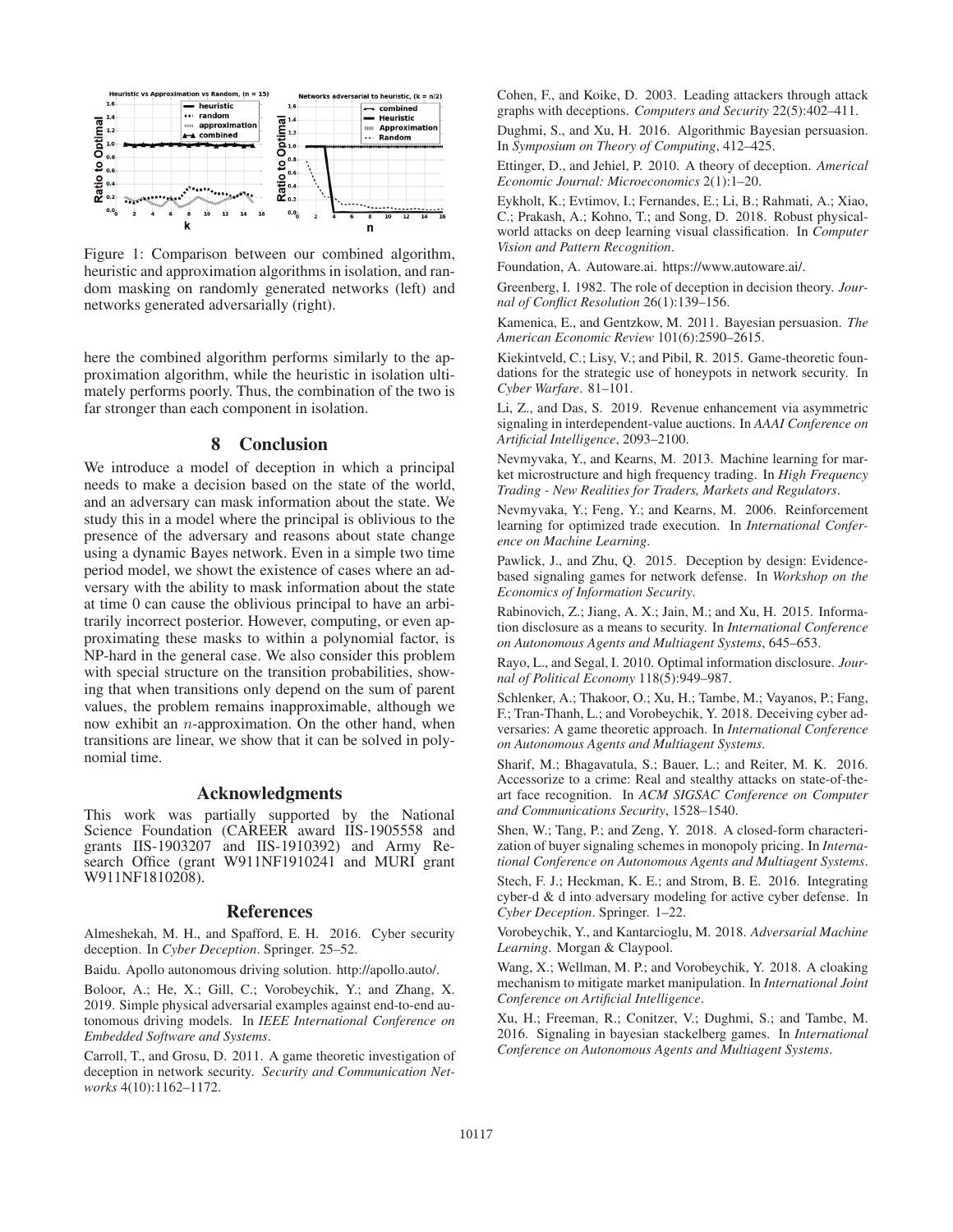Heuristic vs Approximation vs Random, (n = 15)

heuristic
random
approximation
combined

Ratio to Optimal

k

Networks adversarial to heuristic, (k = n/2)

combined
Heuristic
Approximation
Random

Ratio to Optimal

n

Figure 1: Comparison between our combined algorithm, heuristic and approximation algorithms in isolation, and random masking on randomly generated networks (left) and networks generated adversarially (right).

here the combined algorithm performs similarly to the approximation algorithm, while the heuristic in isolation ultimately performs poorly. Thus, the combination of the two is far stronger than each component in isolation.

## 8 Conclusion

We introduce a model of deception in which a principal needs to make a decision based on the state of the world, and an adversary can mask information about the state. We study this in a model where the principal is oblivious to the presence of the adversary and reasons about state change using a dynamic Bayes network. Even in a simple two time period model, we showt the existence of cases where an adversary with the ability to mask information about the state at time 0 can cause the oblivious principal to have an arbitrarily incorrect posterior. However, computing, or even approximating these masks to within a polynomial factor, is NP-hard in the general case. We also consider this problem with special structure on the transition probabilities, showing that when transitions only depend on the sum of parent values, the problem remains inapproximable, although we now exhibit an $n$-approximation. On the other hand, when transitions are linear, we show that it can be solved in polynomial time.

## Acknowledgments

This work was partially supported by the National Science Foundation (CAREER award IIS-1905558 and grants IIS-1903207 and IIS-1910392) and Army Research Office (grant W911NF1910241 and MURI grant W911NF1810208).

## References

Almeshekah, M. H., and Spafford, E. H. 2016. Cyber security deception. In *Cyber Deception*. Springer. 25–52.

Baidu. Apollo autonomous driving solution. http://apollo.auto/.

Boloor, A.; He, X.; Gill, C.; Vorobeychik, Y.; and Zhang, X. 2019. Simple physical adversarial examples against end-to-end autonomous driving models. In *IEEE International Conference on Embedded Software and Systems*.

Carroll, T., and Grosu, D. 2011. A game theoretic investigation of deception in network security. *Security and Communication Networks* 4(10):1162–1172.

Cohen, F., and Koike, D. 2003. Leading attackers through attack graphs with deceptions. *Computers and Security* 22(5):402–411.

Dughmi, S., and Xu, H. 2016. Algorithmic Bayesian persuasion. In *Symposium on Theory of Computing*, 412–425.

Ettinger, D., and Jehiel, P. 2010. A theory of deception. *Americal Economic Journal: Microeconomics* 2(1):1–20.

Eykholt, K.; Evtimov, I.; Fernandes, E.; Li, B.; Rahmati, A.; Xiao, C.; Prakash, A.; Kohno, T.; and Song, D. 2018. Robust physical-world attacks on deep learning visual classification. In *Computer Vision and Pattern Recognition*.

Foundation, A. Autoware.ai. https://www.autoware.ai/.

Greenberg, I. 1982. The role of deception in decision theory. *Journal of Conflict Resolution* 26(1):139–156.

Kamenica, E., and Gentzkow, M. 2011. Bayesian persuasion. *The American Economic Review* 101(6):2590–2615.

Kiekintveld, C.; Lisy, V.; and Pibil, R. 2015. Game-theoretic foundations for the strategic use of honeypots in network security. In *Cyber Warfare*. 81–101.

Li, Z., and Das, S. 2019. Revenue enhancement via asymmetric signaling in interdependent-value auctions. In *AAAI Conference on Artificial Intelligence*, 2093–2100.

Nevmyvaka, Y., and Kearns, M. 2013. Machine learning for market microstructure and high frequency trading. In *High Frequency Trading - New Realities for Traders, Markets and Regulators*.

Nevmyvaka, Y.; Feng, Y.; and Kearns, M. 2006. Reinforcement learning for optimized trade execution. In *International Conference on Machine Learning*.

Pawlick, J., and Zhu, Q. 2015. Deception by design: Evidence-based signaling games for network defense. In *Workshop on the Economics of Information Security*.

Rabinovich, Z.; Jiang, A. X.; Jain, M.; and Xu, H. 2015. Information disclosure as a means to security. In *International Conference on Autonomous Agents and Multiagent Systems*, 645–653.

Rayo, L., and Segal, I. 2010. Optimal information disclosure. *Journal of Political Economy* 118(5):949–987.

Schlenker, A.; Thakoor, O.; Xu, H.; Tambe, M.; Vayanos, P.; Fang, F.; Tran-Thanh, L.; and Vorobeychik, Y. 2018. Deceiving cyber adversaries: A game theoretic approach. In *International Conference on Autonomous Agents and Multiagent Systems*.

Sharif, M.; Bhagavatula, S.; Bauer, L.; and Reiter, M. K. 2016. Accessorize to a crime: Real and stealthy attacks on state-of-the-art face recognition. In *ACM SIGSAC Conference on Computer and Communications Security*, 1528–1540.

Shen, W.; Tang, P.; and Zeng, Y. 2018. A closed-form characterization of buyer signaling schemes in monopoly pricing. In *International Conference on Autonomous Agents and Multiagent Systems*.

Stech, F. J.; Heckman, K. E.; and Strom, B. E. 2016. Integrating cyber-d & d into adversary modeling for active cyber defense. In *Cyber Deception*. Springer. 1–22.

Vorobeychik, Y., and Kantarcioglu, M. 2018. *Adversarial Machine Learning*. Morgan & Claypool.

Wang, X.; Wellman, M. P.; and Vorobeychik, Y. 2018. A cloaking mechanism to mitigate market manipulation. In *International Joint Conference on Artificial Intelligence*.

Xu, H.; Freeman, R.; Conitzer, V.; Dughmi, S.; and Tambe, M. 2016. Signaling in bayesian stackelberg games. In *International Conference on Autonomous Agents and Multiagent Systems*.